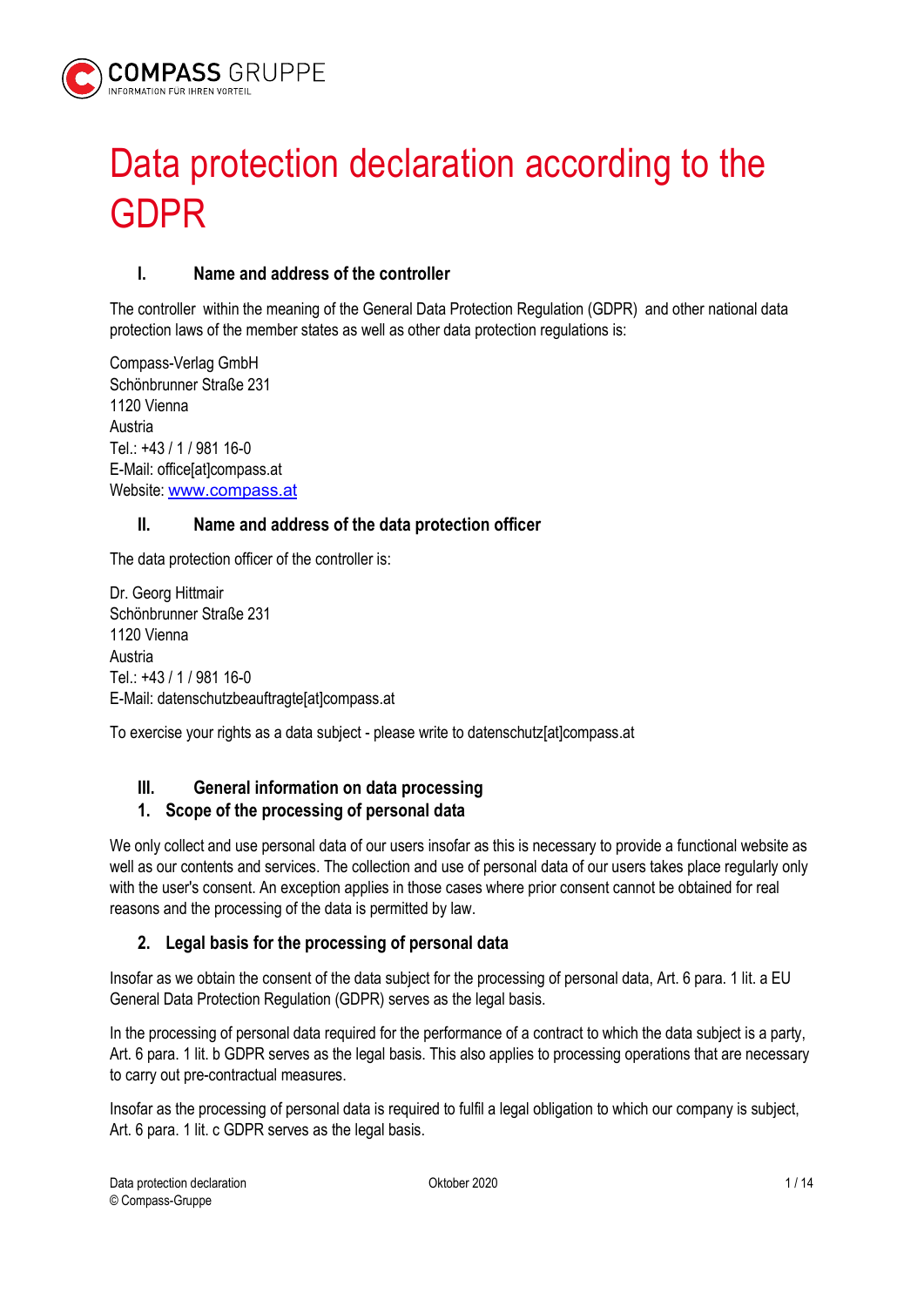# Data protection declaration according to the GDPR

## I. Name and address of the controller

The controller within the meaning of the General Data Protection Regulation (GDPR) and other national data protection laws of the member states as well as other data protection regulations is:

Compass-Verlag GmbH
Schönbrunner Straße 231
1120 Vienna
Austria
Tel.: +43 / 1 / 981 16-0
E-Mail: office[at]compass.at
Website: [www.compass.at](http://www.compass.at)

## II. Name and address of the data protection officer

The data protection officer of the controller is:

Dr. Georg Hittmair
Schönbrunner Straße 231
1120 Vienna
Austria
Tel.: +43 / 1 / 981 16-0
E-Mail: datenschutzbeauftragte[at]compass.at

To exercise your rights as a data subject - please write to datenschutz[at]compass.at

## III. General information on data processing

### 1. Scope of the processing of personal data

We only collect and use personal data of our users insofar as this is necessary to provide a functional website as well as our contents and services. The collection and use of personal data of our users takes place regularly only with the user's consent. An exception applies in those cases where prior consent cannot be obtained for real reasons and the processing of the data is permitted by law.

### 2. Legal basis for the processing of personal data

Insofar as we obtain the consent of the data subject for the processing of personal data, Art. 6 para. 1 lit. a EU General Data Protection Regulation (GDPR) serves as the legal basis.

In the processing of personal data required for the performance of a contract to which the data subject is a party, Art. 6 para. 1 lit. b GDPR serves as the legal basis. This also applies to processing operations that are necessary to carry out pre-contractual measures.

Insofar as the processing of personal data is required to fulfil a legal obligation to which our company is subject, Art. 6 para. 1 lit. c GDPR serves as the legal basis.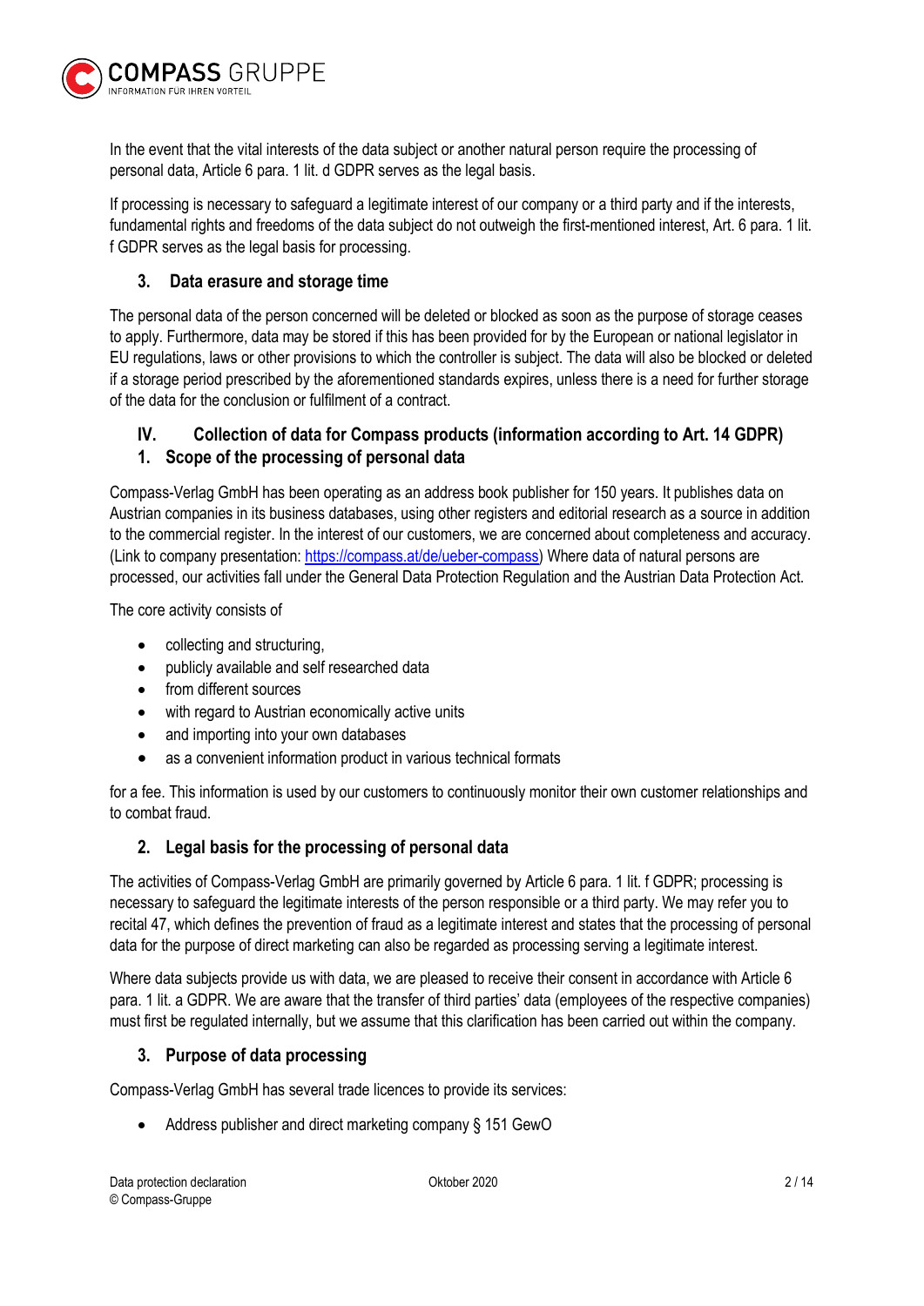In the event that the vital interests of the data subject or another natural person require the processing of personal data, Article 6 para. 1 lit. d GDPR serves as the legal basis.

If processing is necessary to safeguard a legitimate interest of our company or a third party and if the interests, fundamental rights and freedoms of the data subject do not outweigh the first-mentioned interest, Art. 6 para. 1 lit. f GDPR serves as the legal basis for processing.

### 3. Data erasure and storage time

The personal data of the person concerned will be deleted or blocked as soon as the purpose of storage ceases to apply. Furthermore, data may be stored if this has been provided for by the European or national legislator in EU regulations, laws or other provisions to which the controller is subject. The data will also be blocked or deleted if a storage period prescribed by the aforementioned standards expires, unless there is a need for further storage of the data for the conclusion or fulfilment of a contract.

## IV. Collection of data for Compass products (information according to Art. 14 GDPR)

### 1. Scope of the processing of personal data

Compass-Verlag GmbH has been operating as an address book publisher for 150 years. It publishes data on Austrian companies in its business databases, using other registers and editorial research as a source in addition to the commercial register. In the interest of our customers, we are concerned about completeness and accuracy. (Link to company presentation: [https://compass.at/de/ueber-compass](https://compass.at/de/ueber-compass)) Where data of natural persons are processed, our activities fall under the General Data Protection Regulation and the Austrian Data Protection Act.

The core activity consists of

- collecting and structuring,
- publicly available and self researched data
- from different sources
- with regard to Austrian economically active units
- and importing into your own databases
- as a convenient information product in various technical formats

for a fee. This information is used by our customers to continuously monitor their own customer relationships and to combat fraud.

### 2. Legal basis for the processing of personal data

The activities of Compass-Verlag GmbH are primarily governed by Article 6 para. 1 lit. f GDPR; processing is necessary to safeguard the legitimate interests of the person responsible or a third party. We may refer you to recital 47, which defines the prevention of fraud as a legitimate interest and states that the processing of personal data for the purpose of direct marketing can also be regarded as processing serving a legitimate interest.

Where data subjects provide us with data, we are pleased to receive their consent in accordance with Article 6 para. 1 lit. a GDPR. We are aware that the transfer of third parties' data (employees of the respective companies) must first be regulated internally, but we assume that this clarification has been carried out within the company.

### 3. Purpose of data processing

Compass-Verlag GmbH has several trade licences to provide its services:

- Address publisher and direct marketing company § 151 GewO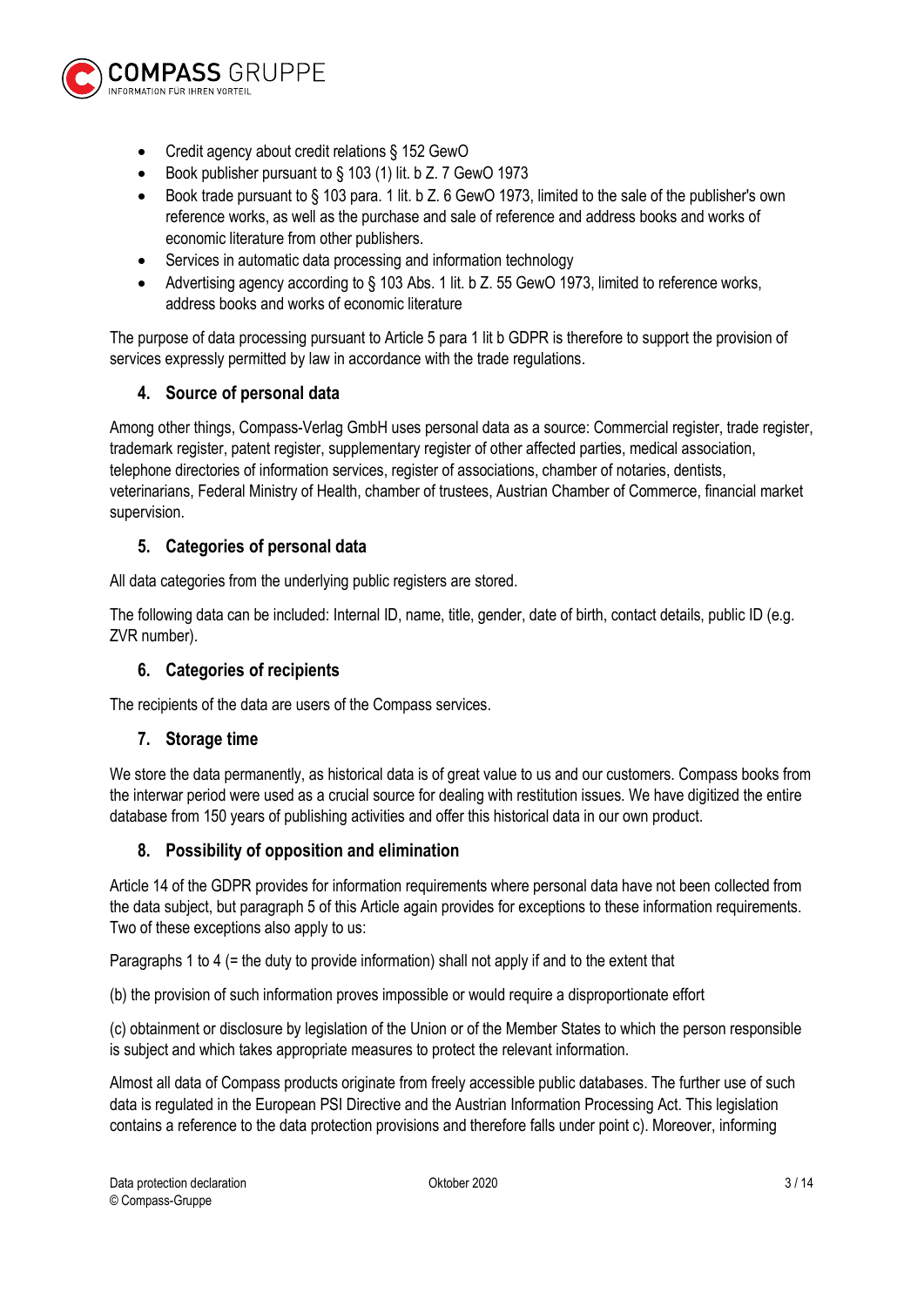- Credit agency about credit relations § 152 GewO
- Book publisher pursuant to § 103 (1) lit. b Z. 7 GewO 1973
- Book trade pursuant to § 103 para. 1 lit. b Z. 6 GewO 1973, limited to the sale of the publisher's own reference works, as well as the purchase and sale of reference and address books and works of economic literature from other publishers.
- Services in automatic data processing and information technology
- Advertising agency according to § 103 Abs. 1 lit. b Z. 55 GewO 1973, limited to reference works, address books and works of economic literature

The purpose of data processing pursuant to Article 5 para 1 lit b GDPR is therefore to support the provision of services expressly permitted by law in accordance with the trade regulations.

### 4. Source of personal data

Among other things, Compass-Verlag GmbH uses personal data as a source: Commercial register, trade register, trademark register, patent register, supplementary register of other affected parties, medical association, telephone directories of information services, register of associations, chamber of notaries, dentists, veterinarians, Federal Ministry of Health, chamber of trustees, Austrian Chamber of Commerce, financial market supervision.

### 5. Categories of personal data

All data categories from the underlying public registers are stored.

The following data can be included: Internal ID, name, title, gender, date of birth, contact details, public ID (e.g. ZVR number).

### 6. Categories of recipients

The recipients of the data are users of the Compass services.

### 7. Storage time

We store the data permanently, as historical data is of great value to us and our customers. Compass books from the interwar period were used as a crucial source for dealing with restitution issues. We have digitized the entire database from 150 years of publishing activities and offer this historical data in our own product.

### 8. Possibility of opposition and elimination

Article 14 of the GDPR provides for information requirements where personal data have not been collected from the data subject, but paragraph 5 of this Article again provides for exceptions to these information requirements. Two of these exceptions also apply to us:

Paragraphs 1 to 4 (= the duty to provide information) shall not apply if and to the extent that

(b) the provision of such information proves impossible or would require a disproportionate effort

(c) obtainment or disclosure by legislation of the Union or of the Member States to which the person responsible is subject and which takes appropriate measures to protect the relevant information.

Almost all data of Compass products originate from freely accessible public databases. The further use of such data is regulated in the European PSI Directive and the Austrian Information Processing Act. This legislation contains a reference to the data protection provisions and therefore falls under point c). Moreover, informing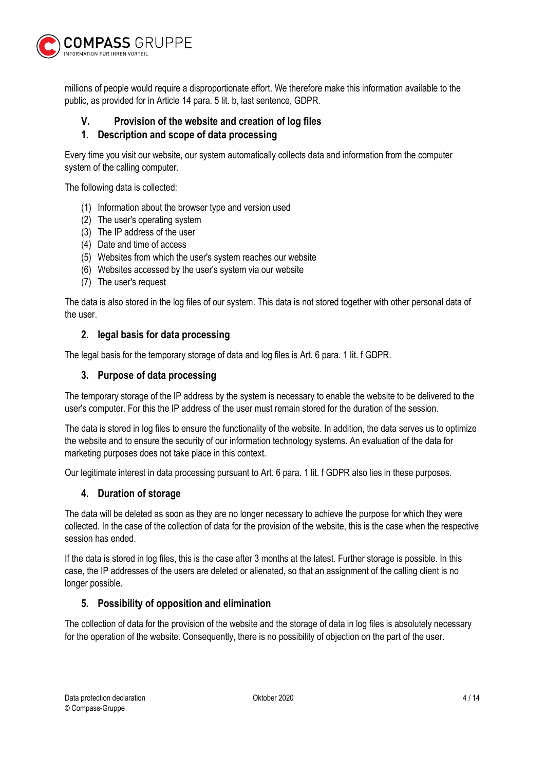millions of people would require a disproportionate effort. We therefore make this information available to the public, as provided for in Article 14 para. 5 lit. b, last sentence, GDPR.

## V. Provision of the website and creation of log files

### 1. Description and scope of data processing

Every time you visit our website, our system automatically collects data and information from the computer system of the calling computer.

The following data is collected:

(1) Information about the browser type and version used
(2) The user's operating system
(3) The IP address of the user
(4) Date and time of access
(5) Websites from which the user's system reaches our website
(6) Websites accessed by the user's system via our website
(7) The user's request

The data is also stored in the log files of our system. This data is not stored together with other personal data of the user.

### 2. legal basis for data processing

The legal basis for the temporary storage of data and log files is Art. 6 para. 1 lit. f GDPR.

### 3. Purpose of data processing

The temporary storage of the IP address by the system is necessary to enable the website to be delivered to the user's computer. For this the IP address of the user must remain stored for the duration of the session.

The data is stored in log files to ensure the functionality of the website. In addition, the data serves us to optimize the website and to ensure the security of our information technology systems. An evaluation of the data for marketing purposes does not take place in this context.

Our legitimate interest in data processing pursuant to Art. 6 para. 1 lit. f GDPR also lies in these purposes.

### 4. Duration of storage

The data will be deleted as soon as they are no longer necessary to achieve the purpose for which they were collected. In the case of the collection of data for the provision of the website, this is the case when the respective session has ended.

If the data is stored in log files, this is the case after 3 months at the latest. Further storage is possible. In this case, the IP addresses of the users are deleted or alienated, so that an assignment of the calling client is no longer possible.

### 5. Possibility of opposition and elimination

The collection of data for the provision of the website and the storage of data in log files is absolutely necessary for the operation of the website. Consequently, there is no possibility of objection on the part of the user.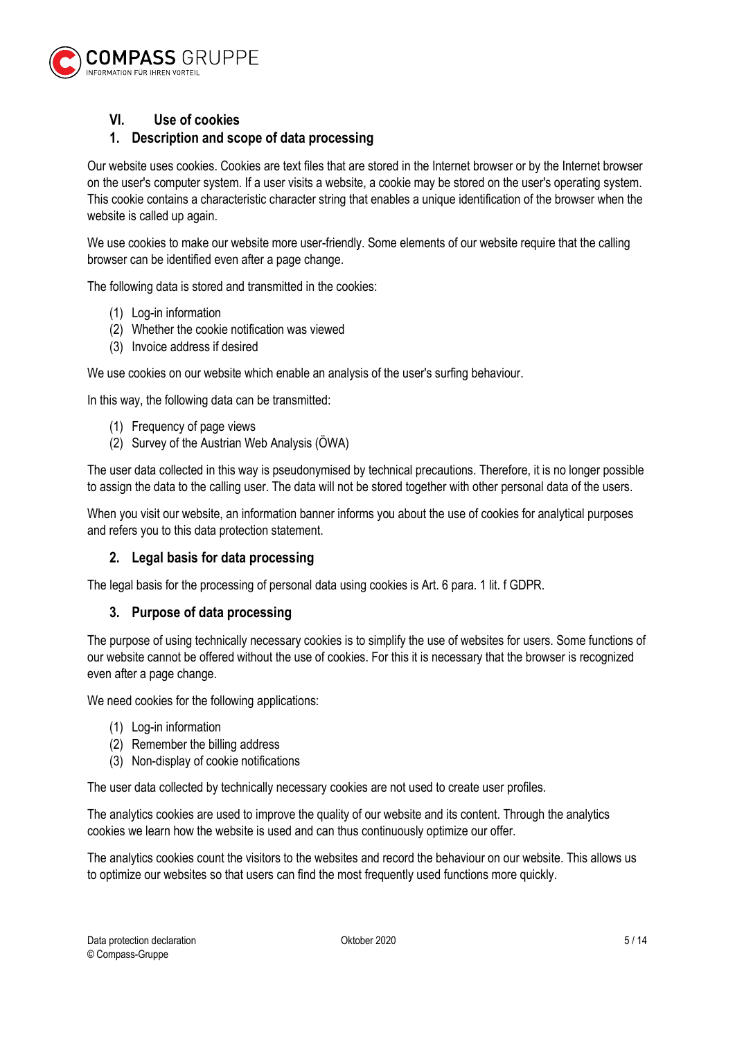## VI. Use of cookies

### 1. Description and scope of data processing

Our website uses cookies. Cookies are text files that are stored in the Internet browser or by the Internet browser on the user's computer system. If a user visits a website, a cookie may be stored on the user's operating system. This cookie contains a characteristic character string that enables a unique identification of the browser when the website is called up again.

We use cookies to make our website more user-friendly. Some elements of our website require that the calling browser can be identified even after a page change.

The following data is stored and transmitted in the cookies:

(1) Log-in information
(2) Whether the cookie notification was viewed
(3) Invoice address if desired

We use cookies on our website which enable an analysis of the user's surfing behaviour.

In this way, the following data can be transmitted:

(1) Frequency of page views
(2) Survey of the Austrian Web Analysis (ÖWA)

The user data collected in this way is pseudonymised by technical precautions. Therefore, it is no longer possible to assign the data to the calling user. The data will not be stored together with other personal data of the users.

When you visit our website, an information banner informs you about the use of cookies for analytical purposes and refers you to this data protection statement.

### 2. Legal basis for data processing

The legal basis for the processing of personal data using cookies is Art. 6 para. 1 lit. f GDPR.

### 3. Purpose of data processing

The purpose of using technically necessary cookies is to simplify the use of websites for users. Some functions of our website cannot be offered without the use of cookies. For this it is necessary that the browser is recognized even after a page change.

We need cookies for the following applications:

(1) Log-in information
(2) Remember the billing address
(3) Non-display of cookie notifications

The user data collected by technically necessary cookies are not used to create user profiles.

The analytics cookies are used to improve the quality of our website and its content. Through the analytics cookies we learn how the website is used and can thus continuously optimize our offer.

The analytics cookies count the visitors to the websites and record the behaviour on our website. This allows us to optimize our websites so that users can find the most frequently used functions more quickly.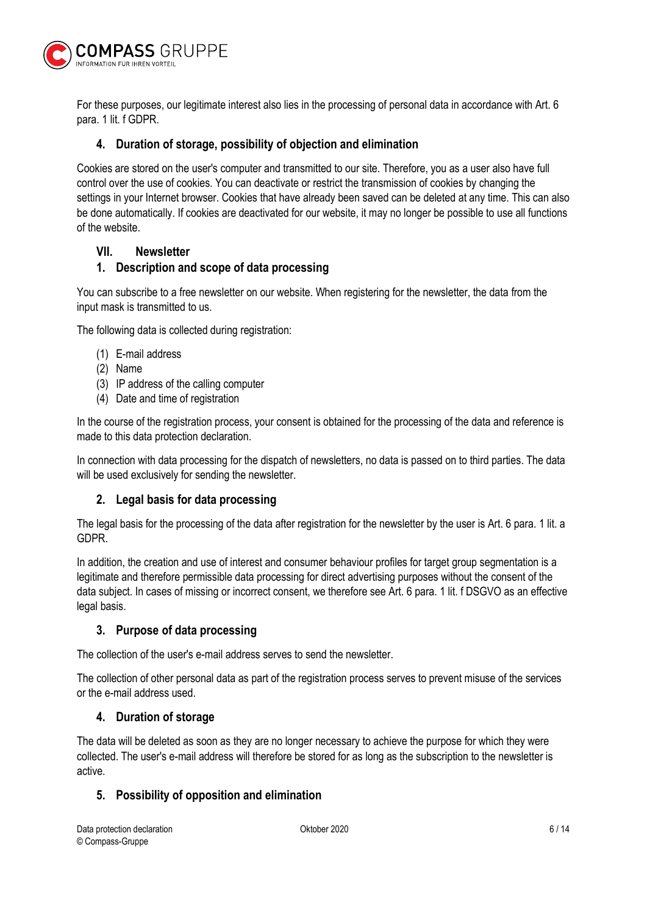For these purposes, our legitimate interest also lies in the processing of personal data in accordance with Art. 6 para. 1 lit. f GDPR.

### 4. Duration of storage, possibility of objection and elimination

Cookies are stored on the user's computer and transmitted to our site. Therefore, you as a user also have full control over the use of cookies. You can deactivate or restrict the transmission of cookies by changing the settings in your Internet browser. Cookies that have already been saved can be deleted at any time. This can also be done automatically. If cookies are deactivated for our website, it may no longer be possible to use all functions of the website.

## VII. Newsletter

### 1. Description and scope of data processing

You can subscribe to a free newsletter on our website. When registering for the newsletter, the data from the input mask is transmitted to us.

The following data is collected during registration:

(1) E-mail address
(2) Name
(3) IP address of the calling computer
(4) Date and time of registration

In the course of the registration process, your consent is obtained for the processing of the data and reference is made to this data protection declaration.

In connection with data processing for the dispatch of newsletters, no data is passed on to third parties. The data will be used exclusively for sending the newsletter.

### 2. Legal basis for data processing

The legal basis for the processing of the data after registration for the newsletter by the user is Art. 6 para. 1 lit. a GDPR.

In addition, the creation and use of interest and consumer behaviour profiles for target group segmentation is a legitimate and therefore permissible data processing for direct advertising purposes without the consent of the data subject. In cases of missing or incorrect consent, we therefore see Art. 6 para. 1 lit. f DSGVO as an effective legal basis.

### 3. Purpose of data processing

The collection of the user's e-mail address serves to send the newsletter.

The collection of other personal data as part of the registration process serves to prevent misuse of the services or the e-mail address used.

### 4. Duration of storage

The data will be deleted as soon as they are no longer necessary to achieve the purpose for which they were collected. The user's e-mail address will therefore be stored for as long as the subscription to the newsletter is active.

### 5. Possibility of opposition and elimination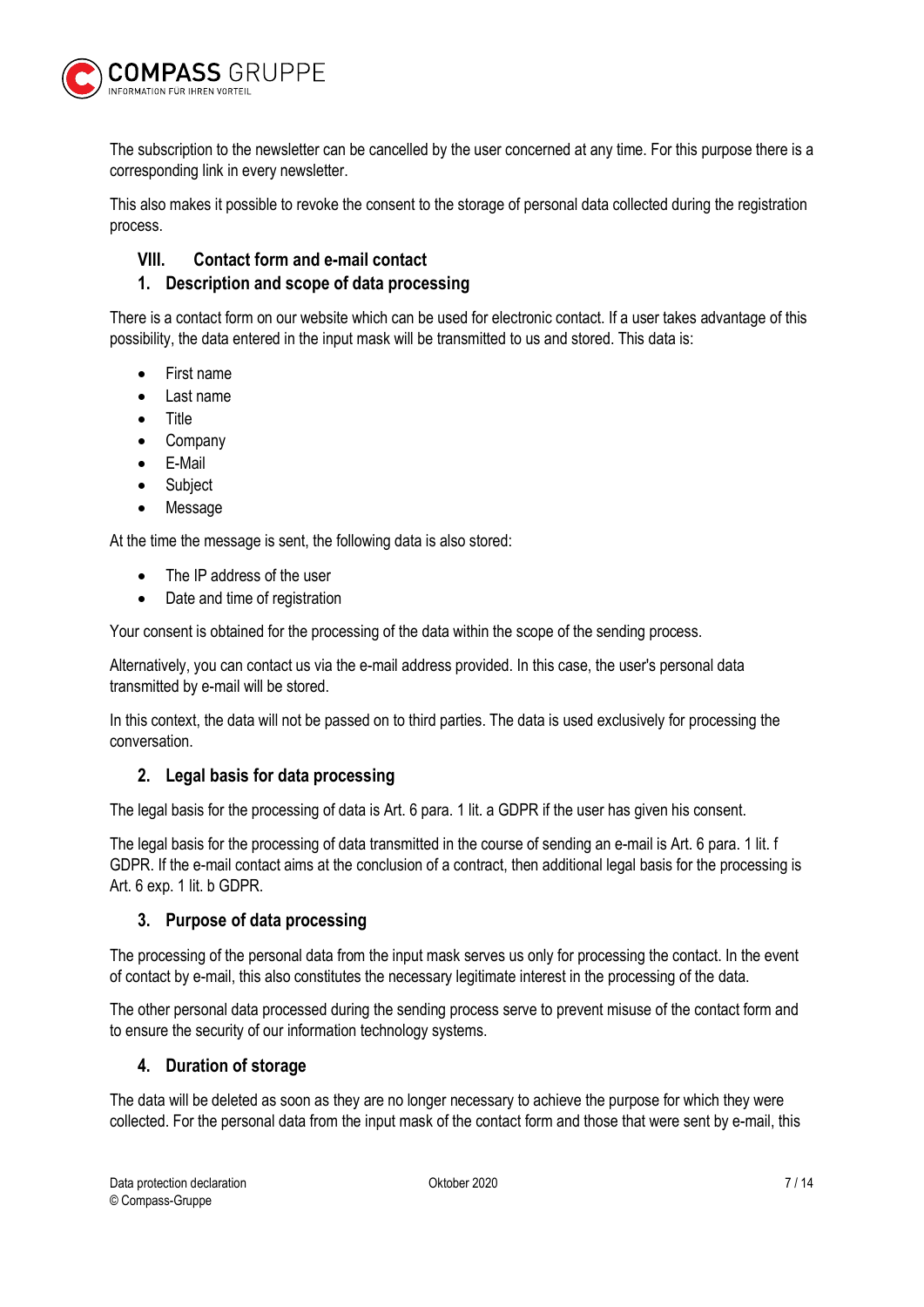The subscription to the newsletter can be cancelled by the user concerned at any time. For this purpose there is a corresponding link in every newsletter.

This also makes it possible to revoke the consent to the storage of personal data collected during the registration process.

## VIII. Contact form and e-mail contact

### 1. Description and scope of data processing

There is a contact form on our website which can be used for electronic contact. If a user takes advantage of this possibility, the data entered in the input mask will be transmitted to us and stored. This data is:

- First name
- Last name
- Title
- Company
- E-Mail
- Subject
- Message

At the time the message is sent, the following data is also stored:

- The IP address of the user
- Date and time of registration

Your consent is obtained for the processing of the data within the scope of the sending process.

Alternatively, you can contact us via the e-mail address provided. In this case, the user's personal data transmitted by e-mail will be stored.

In this context, the data will not be passed on to third parties. The data is used exclusively for processing the conversation.

### 2. Legal basis for data processing

The legal basis for the processing of data is Art. 6 para. 1 lit. a GDPR if the user has given his consent.

The legal basis for the processing of data transmitted in the course of sending an e-mail is Art. 6 para. 1 lit. f GDPR. If the e-mail contact aims at the conclusion of a contract, then additional legal basis for the processing is Art. 6 exp. 1 lit. b GDPR.

### 3. Purpose of data processing

The processing of the personal data from the input mask serves us only for processing the contact. In the event of contact by e-mail, this also constitutes the necessary legitimate interest in the processing of the data.

The other personal data processed during the sending process serve to prevent misuse of the contact form and to ensure the security of our information technology systems.

### 4. Duration of storage

The data will be deleted as soon as they are no longer necessary to achieve the purpose for which they were collected. For the personal data from the input mask of the contact form and those that were sent by e-mail, this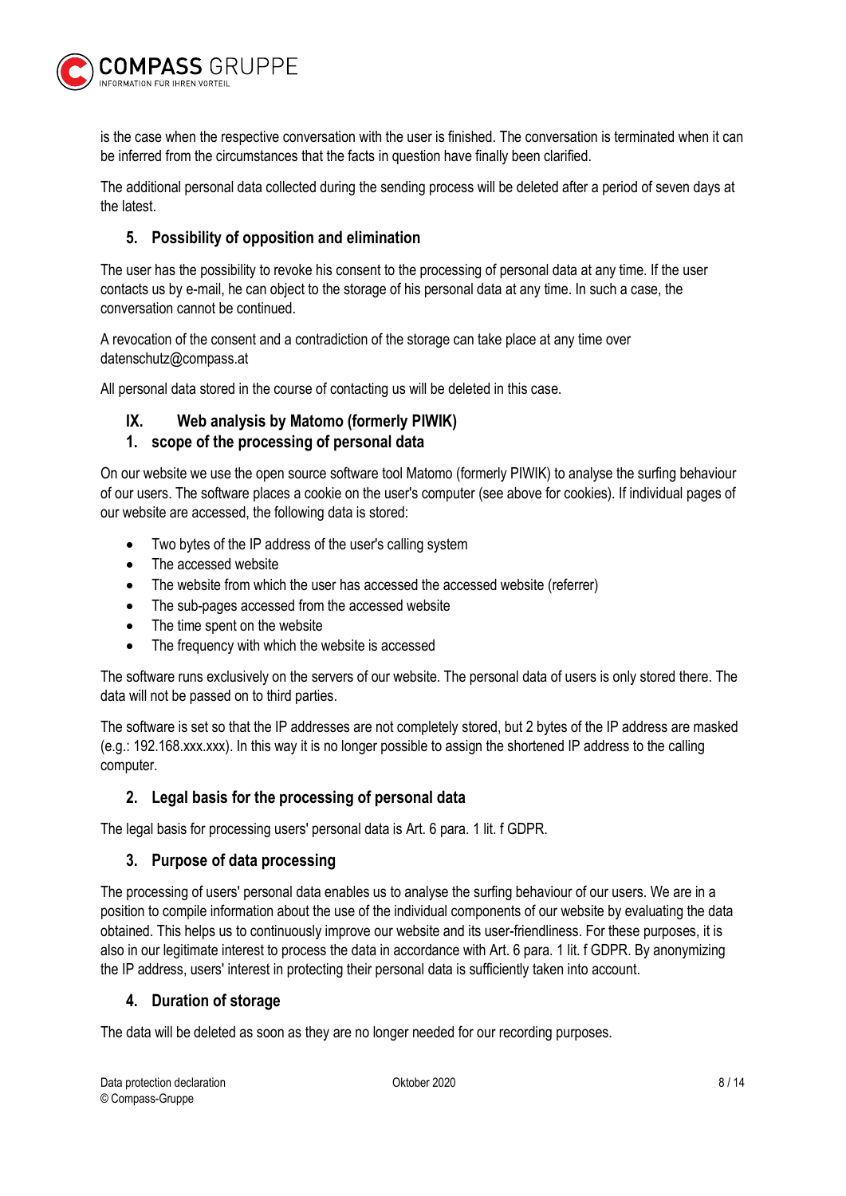is the case when the respective conversation with the user is finished. The conversation is terminated when it can be inferred from the circumstances that the facts in question have finally been clarified.

The additional personal data collected during the sending process will be deleted after a period of seven days at the latest.

### 5. Possibility of opposition and elimination

The user has the possibility to revoke his consent to the processing of personal data at any time. If the user contacts us by e-mail, he can object to the storage of his personal data at any time. In such a case, the conversation cannot be continued.

A revocation of the consent and a contradiction of the storage can take place at any time over datenschutz@compass.at

All personal data stored in the course of contacting us will be deleted in this case.

## IX. Web analysis by Matomo (formerly PIWIK)

### 1. scope of the processing of personal data

On our website we use the open source software tool Matomo (formerly PIWIK) to analyse the surfing behaviour of our users. The software places a cookie on the user's computer (see above for cookies). If individual pages of our website are accessed, the following data is stored:

- Two bytes of the IP address of the user's calling system
- The accessed website
- The website from which the user has accessed the accessed website (referrer)
- The sub-pages accessed from the accessed website
- The time spent on the website
- The frequency with which the website is accessed

The software runs exclusively on the servers of our website. The personal data of users is only stored there. The data will not be passed on to third parties.

The software is set so that the IP addresses are not completely stored, but 2 bytes of the IP address are masked (e.g.: 192.168.xxx.xxx). In this way it is no longer possible to assign the shortened IP address to the calling computer.

### 2. Legal basis for the processing of personal data

The legal basis for processing users' personal data is Art. 6 para. 1 lit. f GDPR.

### 3. Purpose of data processing

The processing of users' personal data enables us to analyse the surfing behaviour of our users. We are in a position to compile information about the use of the individual components of our website by evaluating the data obtained. This helps us to continuously improve our website and its user-friendliness. For these purposes, it is also in our legitimate interest to process the data in accordance with Art. 6 para. 1 lit. f GDPR. By anonymizing the IP address, users' interest in protecting their personal data is sufficiently taken into account.

### 4. Duration of storage

The data will be deleted as soon as they are no longer needed for our recording purposes.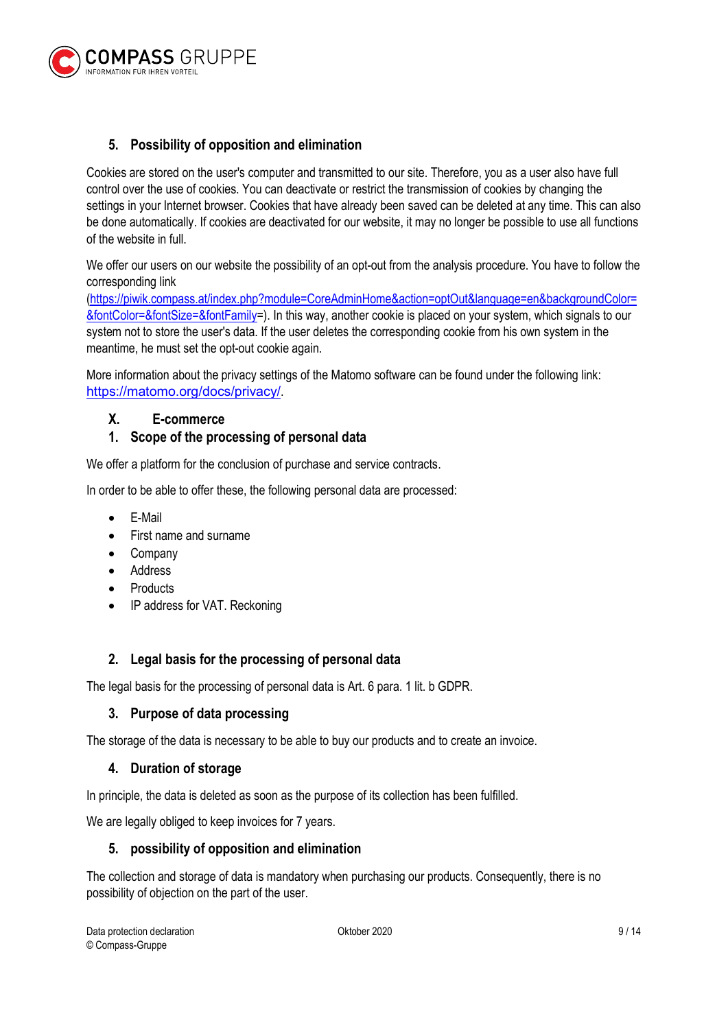### 5. Possibility of opposition and elimination

Cookies are stored on the user's computer and transmitted to our site. Therefore, you as a user also have full control over the use of cookies. You can deactivate or restrict the transmission of cookies by changing the settings in your Internet browser. Cookies that have already been saved can be deleted at any time. This can also be done automatically. If cookies are deactivated for our website, it may no longer be possible to use all functions of the website in full.

We offer our users on our website the possibility of an opt-out from the analysis procedure. You have to follow the corresponding link (https://piwik.compass.at/index.php?module=CoreAdminHome&action=optOut&language=en&backgroundColor=&fontColor=&fontSize=&fontFamily=). In this way, another cookie is placed on your system, which signals to our system not to store the user's data. If the user deletes the corresponding cookie from his own system in the meantime, he must set the opt-out cookie again.

More information about the privacy settings of the Matomo software can be found under the following link: https://matomo.org/docs/privacy/.

## X. E-commerce

### 1. Scope of the processing of personal data

We offer a platform for the conclusion of purchase and service contracts.

In order to be able to offer these, the following personal data are processed:

- E-Mail
- First name and surname
- Company
- Address
- Products
- IP address for VAT. Reckoning

### 2. Legal basis for the processing of personal data

The legal basis for the processing of personal data is Art. 6 para. 1 lit. b GDPR.

### 3. Purpose of data processing

The storage of the data is necessary to be able to buy our products and to create an invoice.

### 4. Duration of storage

In principle, the data is deleted as soon as the purpose of its collection has been fulfilled.

We are legally obliged to keep invoices for 7 years.

### 5. possibility of opposition and elimination

The collection and storage of data is mandatory when purchasing our products. Consequently, there is no possibility of objection on the part of the user.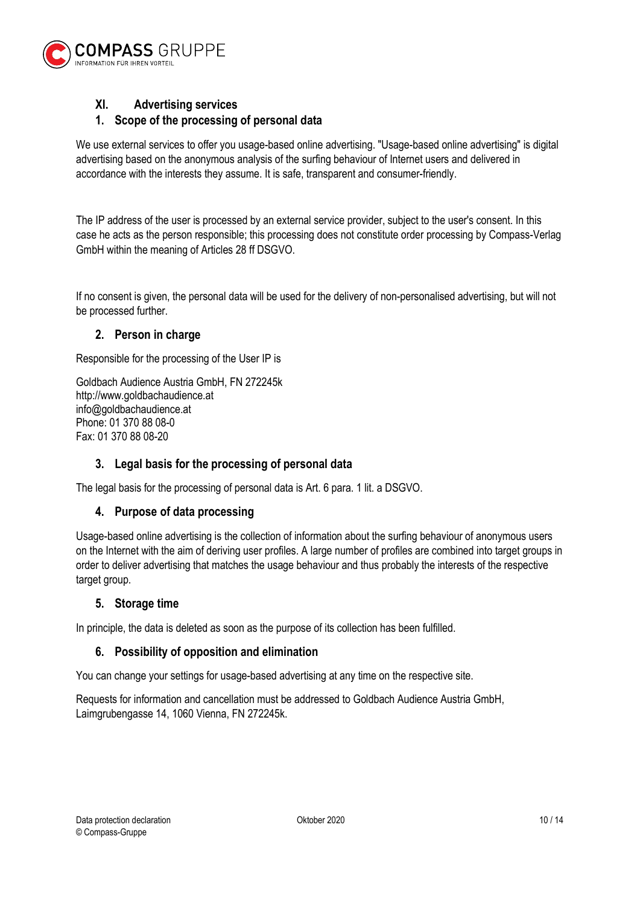## XI. Advertising services

### 1. Scope of the processing of personal data

We use external services to offer you usage-based online advertising. "Usage-based online advertising" is digital advertising based on the anonymous analysis of the surfing behaviour of Internet users and delivered in accordance with the interests they assume. It is safe, transparent and consumer-friendly.

The IP address of the user is processed by an external service provider, subject to the user's consent. In this case he acts as the person responsible; this processing does not constitute order processing by Compass-Verlag GmbH within the meaning of Articles 28 ff DSGVO.

If no consent is given, the personal data will be used for the delivery of non-personalised advertising, but will not be processed further.

### 2. Person in charge

Responsible for the processing of the User IP is

Goldbach Audience Austria GmbH, FN 272245k
http://www.goldbachaudience.at
info@goldbachaudience.at
Phone: 01 370 88 08-0
Fax: 01 370 88 08-20

### 3. Legal basis for the processing of personal data

The legal basis for the processing of personal data is Art. 6 para. 1 lit. a DSGVO.

### 4. Purpose of data processing

Usage-based online advertising is the collection of information about the surfing behaviour of anonymous users on the Internet with the aim of deriving user profiles. A large number of profiles are combined into target groups in order to deliver advertising that matches the usage behaviour and thus probably the interests of the respective target group.

### 5. Storage time

In principle, the data is deleted as soon as the purpose of its collection has been fulfilled.

### 6. Possibility of opposition and elimination

You can change your settings for usage-based advertising at any time on the respective site.

Requests for information and cancellation must be addressed to Goldbach Audience Austria GmbH, Laimgrubengasse 14, 1060 Vienna, FN 272245k.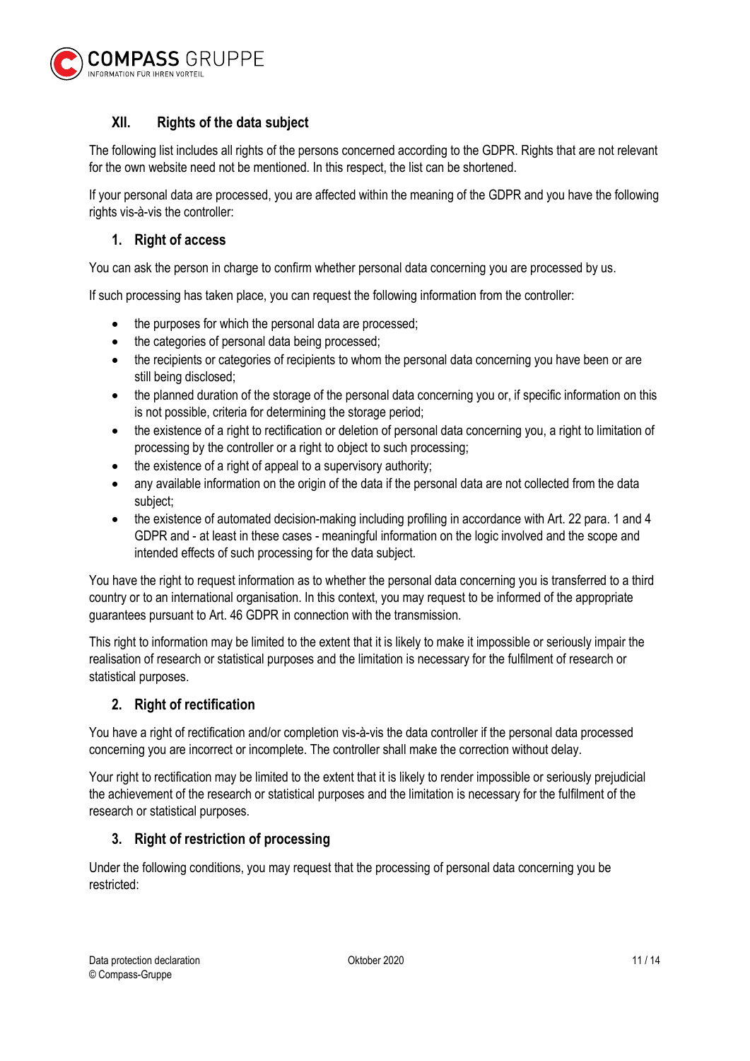## XII. Rights of the data subject

The following list includes all rights of the persons concerned according to the GDPR. Rights that are not relevant for the own website need not be mentioned. In this respect, the list can be shortened.

If your personal data are processed, you are affected within the meaning of the GDPR and you have the following rights vis-à-vis the controller:

### 1. Right of access

You can ask the person in charge to confirm whether personal data concerning you are processed by us.

If such processing has taken place, you can request the following information from the controller:

- the purposes for which the personal data are processed;
- the categories of personal data being processed;
- the recipients or categories of recipients to whom the personal data concerning you have been or are still being disclosed;
- the planned duration of the storage of the personal data concerning you or, if specific information on this is not possible, criteria for determining the storage period;
- the existence of a right to rectification or deletion of personal data concerning you, a right to limitation of processing by the controller or a right to object to such processing;
- the existence of a right of appeal to a supervisory authority;
- any available information on the origin of the data if the personal data are not collected from the data subject;
- the existence of automated decision-making including profiling in accordance with Art. 22 para. 1 and 4 GDPR and - at least in these cases - meaningful information on the logic involved and the scope and intended effects of such processing for the data subject.

You have the right to request information as to whether the personal data concerning you is transferred to a third country or to an international organisation. In this context, you may request to be informed of the appropriate guarantees pursuant to Art. 46 GDPR in connection with the transmission.

This right to information may be limited to the extent that it is likely to make it impossible or seriously impair the realisation of research or statistical purposes and the limitation is necessary for the fulfilment of research or statistical purposes.

### 2. Right of rectification

You have a right of rectification and/or completion vis-à-vis the data controller if the personal data processed concerning you are incorrect or incomplete. The controller shall make the correction without delay.

Your right to rectification may be limited to the extent that it is likely to render impossible or seriously prejudicial the achievement of the research or statistical purposes and the limitation is necessary for the fulfilment of the research or statistical purposes.

### 3. Right of restriction of processing

Under the following conditions, you may request that the processing of personal data concerning you be restricted: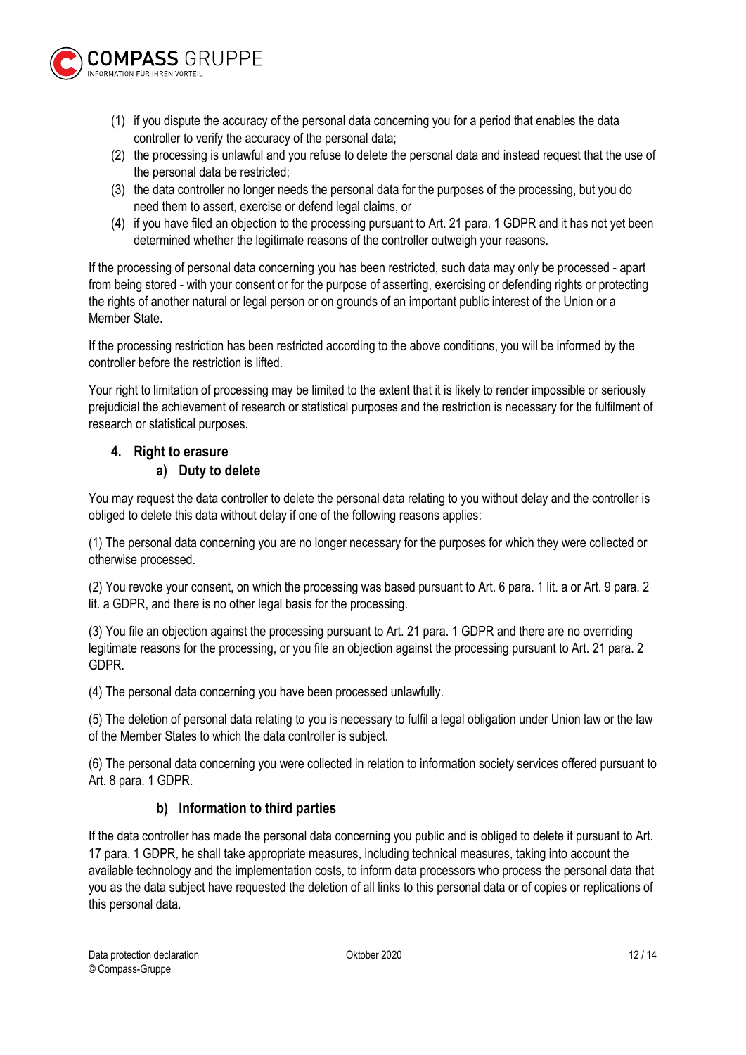(1) if you dispute the accuracy of the personal data concerning you for a period that enables the data controller to verify the accuracy of the personal data;
(2) the processing is unlawful and you refuse to delete the personal data and instead request that the use of the personal data be restricted;
(3) the data controller no longer needs the personal data for the purposes of the processing, but you do need them to assert, exercise or defend legal claims, or
(4) if you have filed an objection to the processing pursuant to Art. 21 para. 1 GDPR and it has not yet been determined whether the legitimate reasons of the controller outweigh your reasons.

If the processing of personal data concerning you has been restricted, such data may only be processed - apart from being stored - with your consent or for the purpose of asserting, exercising or defending rights or protecting the rights of another natural or legal person or on grounds of an important public interest of the Union or a Member State.

If the processing restriction has been restricted according to the above conditions, you will be informed by the controller before the restriction is lifted.

Your right to limitation of processing may be limited to the extent that it is likely to render impossible or seriously prejudicial the achievement of research or statistical purposes and the restriction is necessary for the fulfilment of research or statistical purposes.

## 4. Right to erasure

### a) Duty to delete

You may request the data controller to delete the personal data relating to you without delay and the controller is obliged to delete this data without delay if one of the following reasons applies:

(1) The personal data concerning you are no longer necessary for the purposes for which they were collected or otherwise processed.

(2) You revoke your consent, on which the processing was based pursuant to Art. 6 para. 1 lit. a or Art. 9 para. 2 lit. a GDPR, and there is no other legal basis for the processing.

(3) You file an objection against the processing pursuant to Art. 21 para. 1 GDPR and there are no overriding legitimate reasons for the processing, or you file an objection against the processing pursuant to Art. 21 para. 2 GDPR.

(4) The personal data concerning you have been processed unlawfully.

(5) The deletion of personal data relating to you is necessary to fulfil a legal obligation under Union law or the law of the Member States to which the data controller is subject.

(6) The personal data concerning you were collected in relation to information society services offered pursuant to Art. 8 para. 1 GDPR.

### b) Information to third parties

If the data controller has made the personal data concerning you public and is obliged to delete it pursuant to Art. 17 para. 1 GDPR, he shall take appropriate measures, including technical measures, taking into account the available technology and the implementation costs, to inform data processors who process the personal data that you as the data subject have requested the deletion of all links to this personal data or of copies or replications of this personal data.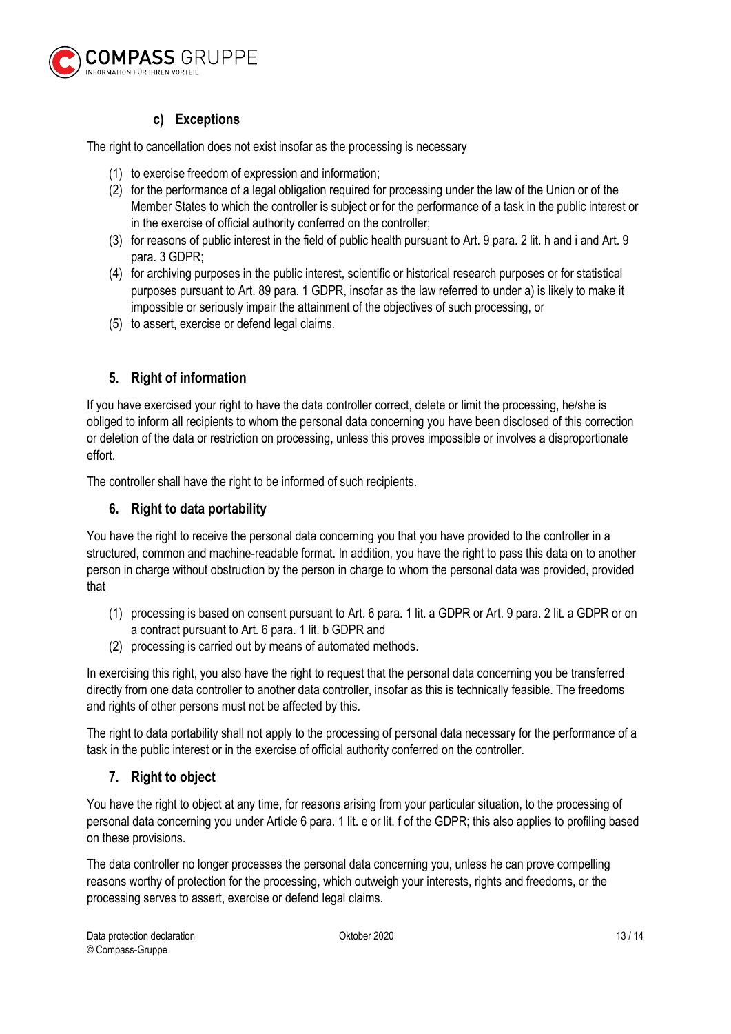### c) Exceptions

The right to cancellation does not exist insofar as the processing is necessary

(1) to exercise freedom of expression and information;
(2) for the performance of a legal obligation required for processing under the law of the Union or of the Member States to which the controller is subject or for the performance of a task in the public interest or in the exercise of official authority conferred on the controller;
(3) for reasons of public interest in the field of public health pursuant to Art. 9 para. 2 lit. h and i and Art. 9 para. 3 GDPR;
(4) for archiving purposes in the public interest, scientific or historical research purposes or for statistical purposes pursuant to Art. 89 para. 1 GDPR, insofar as the law referred to under a) is likely to make it impossible or seriously impair the attainment of the objectives of such processing, or
(5) to assert, exercise or defend legal claims.

## 5. Right of information

If you have exercised your right to have the data controller correct, delete or limit the processing, he/she is obliged to inform all recipients to whom the personal data concerning you have been disclosed of this correction or deletion of the data or restriction on processing, unless this proves impossible or involves a disproportionate effort.

The controller shall have the right to be informed of such recipients.

## 6. Right to data portability

You have the right to receive the personal data concerning you that you have provided to the controller in a structured, common and machine-readable format. In addition, you have the right to pass this data on to another person in charge without obstruction by the person in charge to whom the personal data was provided, provided that

(1) processing is based on consent pursuant to Art. 6 para. 1 lit. a GDPR or Art. 9 para. 2 lit. a GDPR or on a contract pursuant to Art. 6 para. 1 lit. b GDPR and
(2) processing is carried out by means of automated methods.

In exercising this right, you also have the right to request that the personal data concerning you be transferred directly from one data controller to another data controller, insofar as this is technically feasible. The freedoms and rights of other persons must not be affected by this.

The right to data portability shall not apply to the processing of personal data necessary for the performance of a task in the public interest or in the exercise of official authority conferred on the controller.

## 7. Right to object

You have the right to object at any time, for reasons arising from your particular situation, to the processing of personal data concerning you under Article 6 para. 1 lit. e or lit. f of the GDPR; this also applies to profiling based on these provisions.

The data controller no longer processes the personal data concerning you, unless he can prove compelling reasons worthy of protection for the processing, which outweigh your interests, rights and freedoms, or the processing serves to assert, exercise or defend legal claims.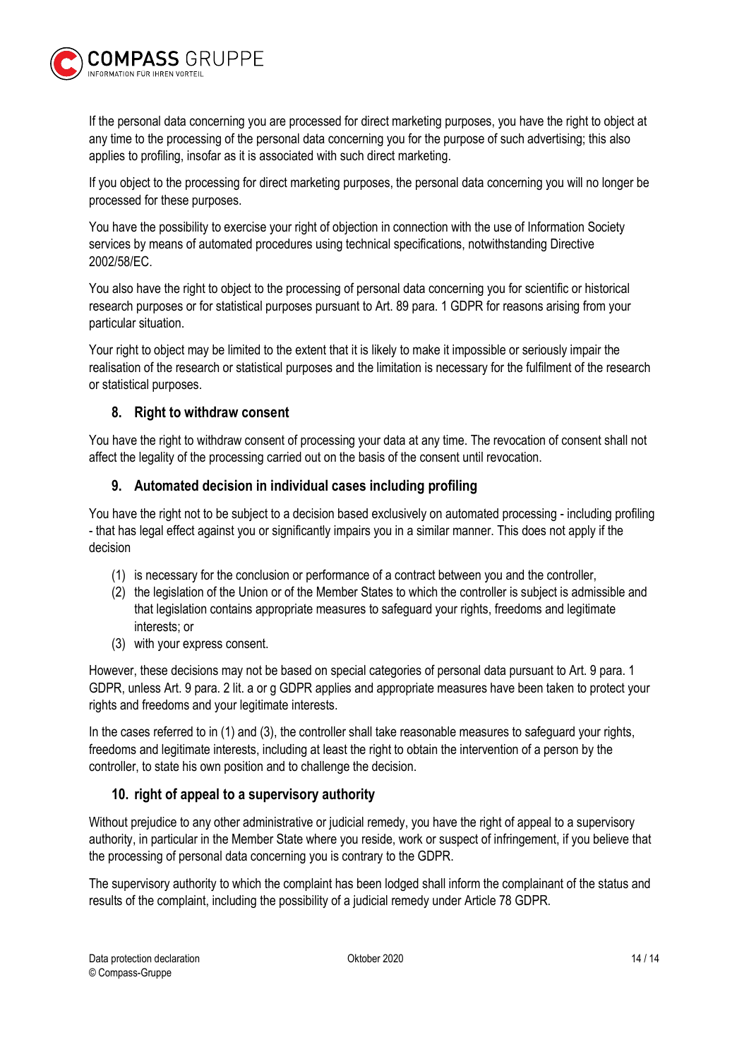If the personal data concerning you are processed for direct marketing purposes, you have the right to object at any time to the processing of the personal data concerning you for the purpose of such advertising; this also applies to profiling, insofar as it is associated with such direct marketing.

If you object to the processing for direct marketing purposes, the personal data concerning you will no longer be processed for these purposes.

You have the possibility to exercise your right of objection in connection with the use of Information Society services by means of automated procedures using technical specifications, notwithstanding Directive 2002/58/EC.

You also have the right to object to the processing of personal data concerning you for scientific or historical research purposes or for statistical purposes pursuant to Art. 89 para. 1 GDPR for reasons arising from your particular situation.

Your right to object may be limited to the extent that it is likely to make it impossible or seriously impair the realisation of the research or statistical purposes and the limitation is necessary for the fulfilment of the research or statistical purposes.

### 8. Right to withdraw consent

You have the right to withdraw consent of processing your data at any time. The revocation of consent shall not affect the legality of the processing carried out on the basis of the consent until revocation.

### 9. Automated decision in individual cases including profiling

You have the right not to be subject to a decision based exclusively on automated processing - including profiling - that has legal effect against you or significantly impairs you in a similar manner. This does not apply if the decision

(1) is necessary for the conclusion or performance of a contract between you and the controller,
(2) the legislation of the Union or of the Member States to which the controller is subject is admissible and that legislation contains appropriate measures to safeguard your rights, freedoms and legitimate interests; or
(3) with your express consent.

However, these decisions may not be based on special categories of personal data pursuant to Art. 9 para. 1 GDPR, unless Art. 9 para. 2 lit. a or g GDPR applies and appropriate measures have been taken to protect your rights and freedoms and your legitimate interests.

In the cases referred to in (1) and (3), the controller shall take reasonable measures to safeguard your rights, freedoms and legitimate interests, including at least the right to obtain the intervention of a person by the controller, to state his own position and to challenge the decision.

### 10. right of appeal to a supervisory authority

Without prejudice to any other administrative or judicial remedy, you have the right of appeal to a supervisory authority, in particular in the Member State where you reside, work or suspect of infringement, if you believe that the processing of personal data concerning you is contrary to the GDPR.

The supervisory authority to which the complaint has been lodged shall inform the complainant of the status and results of the complaint, including the possibility of a judicial remedy under Article 78 GDPR.